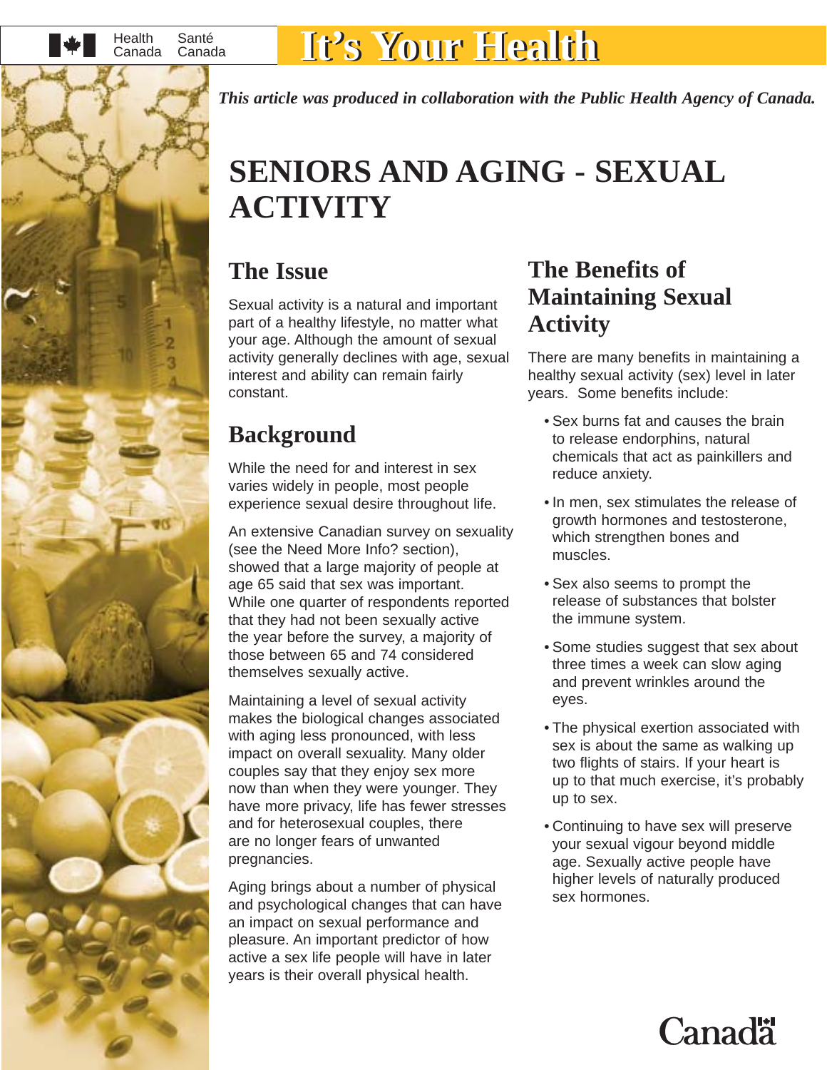Health Canada Santé Canada

# It's Your Health

*This article was produced in collaboration with the Public Health Agency of Canada.*

# SENIORS AND AGING - SEXUAL ACTIVITY

## The Issue

Sexual activity is a natural and important part of a healthy lifestyle, no matter what your age. Although the amount of sexual activity generally declines with age, sexual interest and ability can remain fairly constant.

## Background

While the need for and interest in sex varies widely in people, most people experience sexual desire throughout life.

An extensive Canadian survey on sexuality (see the Need More Info? section), showed that a large majority of people at age 65 said that sex was important. While one quarter of respondents reported that they had not been sexually active the year before the survey, a majority of those between 65 and 74 considered themselves sexually active.

Maintaining a level of sexual activity makes the biological changes associated with aging less pronounced, with less impact on overall sexuality. Many older couples say that they enjoy sex more now than when they were younger. They have more privacy, life has fewer stresses and for heterosexual couples, there are no longer fears of unwanted pregnancies.

Aging brings about a number of physical and psychological changes that can have an impact on sexual performance and pleasure. An important predictor of how active a sex life people will have in later years is their overall physical health.

## The Benefits of Maintaining Sexual Activity

There are many benefits in maintaining a healthy sexual activity (sex) level in later years. Some benefits include:

- Sex burns fat and causes the brain to release endorphins, natural chemicals that act as painkillers and reduce anxiety.
- In men, sex stimulates the release of growth hormones and testosterone, which strengthen bones and muscles.
- Sex also seems to prompt the release of substances that bolster the immune system.
- Some studies suggest that sex about three times a week can slow aging and prevent wrinkles around the eyes.
- The physical exertion associated with sex is about the same as walking up two flights of stairs. If your heart is up to that much exercise, it's probably up to sex.
- Continuing to have sex will preserve your sexual vigour beyond middle age. Sexually active people have higher levels of naturally produced sex hormones.

Canada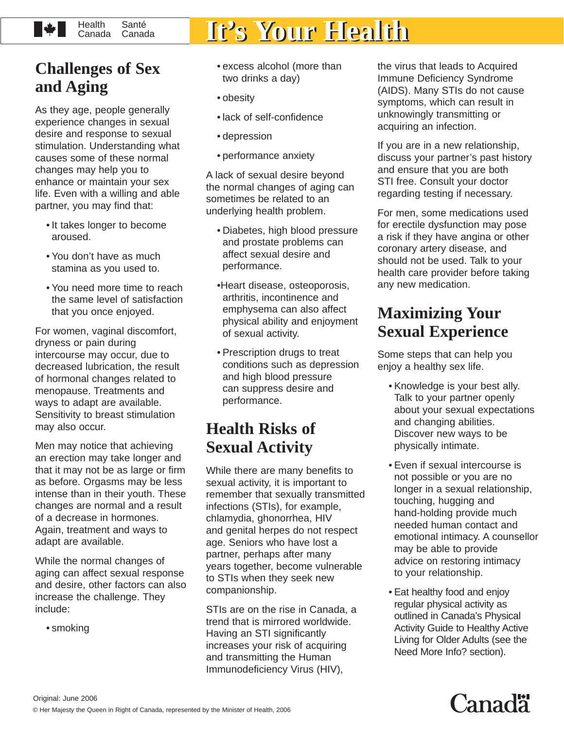## Challenges of Sex and Aging

As they age, people generally experience changes in sexual desire and response to sexual stimulation. Understanding what causes some of these normal changes may help you to enhance or maintain your sex life. Even with a willing and able partner, you may find that:

- It takes longer to become aroused.
- You don't have as much stamina as you used to.
- You need more time to reach the same level of satisfaction that you once enjoyed.

For women, vaginal discomfort, dryness or pain during intercourse may occur, due to decreased lubrication, the result of hormonal changes related to menopause. Treatments and ways to adapt are available. Sensitivity to breast stimulation may also occur.

Men may notice that achieving an erection may take longer and that it may not be as large or firm as before. Orgasms may be less intense than in their youth. These changes are normal and a result of a decrease in hormones. Again, treatment and ways to adapt are available.

While the normal changes of aging can affect sexual response and desire, other factors can also increase the challenge. They include:

- smoking
- excess alcohol (more than two drinks a day)
- obesity
- lack of self-confidence
- depression
- performance anxiety

A lack of sexual desire beyond the normal changes of aging can sometimes be related to an underlying health problem.

- Diabetes, high blood pressure and prostate problems can affect sexual desire and performance.
- Heart disease, osteoporosis, arthritis, incontinence and emphysema can also affect physical ability and enjoyment of sexual activity.
- Prescription drugs to treat conditions such as depression and high blood pressure can suppress desire and performance.

## Health Risks of Sexual Activity

While there are many benefits to sexual activity, it is important to remember that sexually transmitted infections (STIs), for example, chlamydia, ghonorrhea, HIV and genital herpes do not respect age. Seniors who have lost a partner, perhaps after many years together, become vulnerable to STIs when they seek new companionship.

STIs are on the rise in Canada, a trend that is mirrored worldwide. Having an STI significantly increases your risk of acquiring and transmitting the Human Immunodeficiency Virus (HIV), the virus that leads to Acquired Immune Deficiency Syndrome (AIDS). Many STIs do not cause symptoms, which can result in unknowingly transmitting or acquiring an infection.

If you are in a new relationship, discuss your partner's past history and ensure that you are both STI free. Consult your doctor regarding testing if necessary.

For men, some medications used for erectile dysfunction may pose a risk if they have angina or other coronary artery disease, and should not be used. Talk to your health care provider before taking any new medication.

## Maximizing Your Sexual Experience

Some steps that can help you enjoy a healthy sex life.

- Knowledge is your best ally. Talk to your partner openly about your sexual expectations and changing abilities. Discover new ways to be physically intimate.
- Even if sexual intercourse is not possible or you are no longer in a sexual relationship, touching, hugging and hand-holding provide much needed human contact and emotional intimacy. A counsellor may be able to provide advice on restoring intimacy to your relationship.
- Eat healthy food and enjoy regular physical activity as outlined in Canada's Physical Activity Guide to Healthy Active Living for Older Adults (see the Need More Info? section).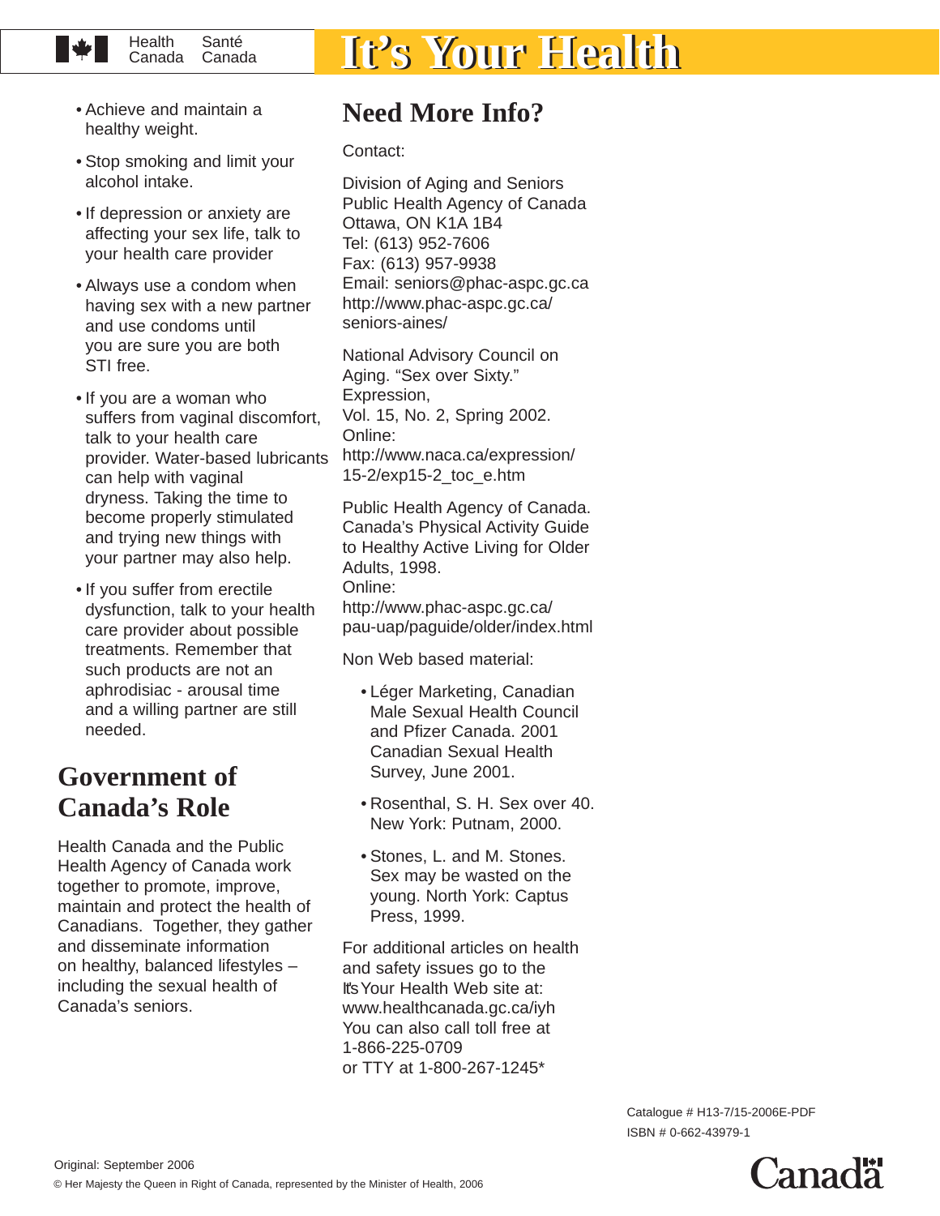- Achieve and maintain a healthy weight.
- Stop smoking and limit your alcohol intake.
- If depression or anxiety are affecting your sex life, talk to your health care provider
- Always use a condom when having sex with a new partner and use condoms until you are sure you are both STI free.
- If you are a woman who suffers from vaginal discomfort, talk to your health care provider. Water-based lubricants can help with vaginal dryness. Taking the time to become properly stimulated and trying new things with your partner may also help.
- If you suffer from erectile dysfunction, talk to your health care provider about possible treatments. Remember that such products are not an aphrodisiac - arousal time and a willing partner are still needed.

## Government of Canada's Role

Health Canada and the Public Health Agency of Canada work together to promote, improve, maintain and protect the health of Canadians. Together, they gather and disseminate information on healthy, balanced lifestyles – including the sexual health of Canada's seniors.

## Need More Info?

Contact:

Division of Aging and Seniors
Public Health Agency of Canada
Ottawa, ON K1A 1B4
Tel: (613) 952-7606
Fax: (613) 957-9938
Email: seniors@phac-aspc.gc.ca
http://www.phac-aspc.gc.ca/seniors-aines/

National Advisory Council on Aging. "Sex over Sixty." Expression, Vol. 15, No. 2, Spring 2002.
Online:
http://www.naca.ca/expression/15-2/exp15-2_toc_e.htm

Public Health Agency of Canada. Canada's Physical Activity Guide to Healthy Active Living for Older Adults, 1998.
Online:
http://www.phac-aspc.gc.ca/pau-uap/paguide/older/index.html

Non Web based material:

- Léger Marketing, Canadian Male Sexual Health Council and Pfizer Canada. 2001 Canadian Sexual Health Survey, June 2001.
- Rosenthal, S. H. Sex over 40. New York: Putnam, 2000.
- Stones, L. and M. Stones. Sex may be wasted on the young. North York: Captus Press, 1999.

For additional articles on health and safety issues go to the It's Your Health Web site at:
www.healthcanada.gc.ca/iyh
You can also call toll free at
1-866-225-0709
or TTY at 1-800-267-1245*

Catalogue # H13-7/15-2006E-PDF
ISBN # 0-662-43979-1

Original: September 2006
© Her Majesty the Queen in Right of Canada, represented by the Minister of Health, 2006